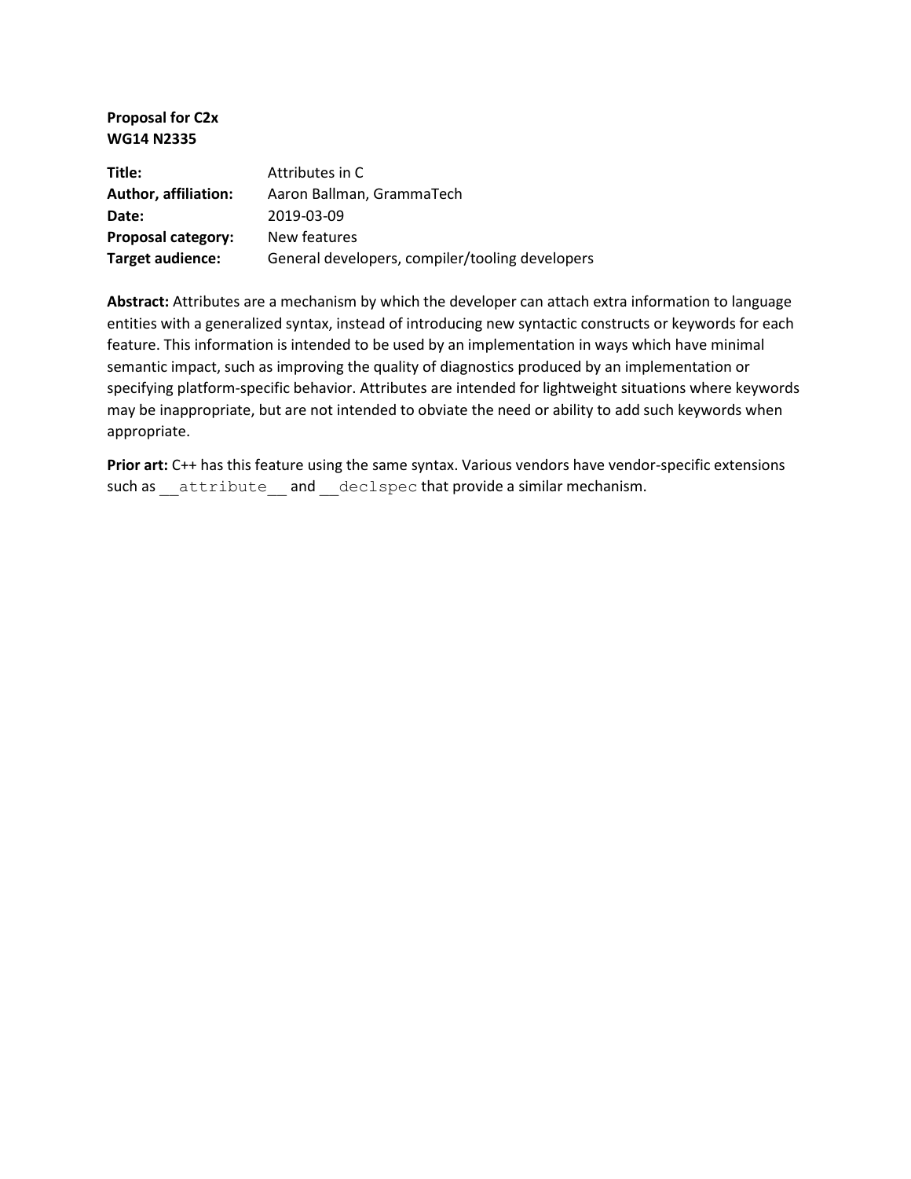**Proposal for C2x**
**WG14 N2335**

| | |
|---|---|
| **Title:** | Attributes in C |
| **Author, affiliation:** | Aaron Ballman, GrammaTech |
| **Date:** | 2019-03-09 |
| **Proposal category:** | New features |
| **Target audience:** | General developers, compiler/tooling developers |

**Abstract:** Attributes are a mechanism by which the developer can attach extra information to language entities with a generalized syntax, instead of introducing new syntactic constructs or keywords for each feature. This information is intended to be used by an implementation in ways which have minimal semantic impact, such as improving the quality of diagnostics produced by an implementation or specifying platform-specific behavior. Attributes are intended for lightweight situations where keywords may be inappropriate, but are not intended to obviate the need or ability to add such keywords when appropriate.

**Prior art:** C++ has this feature using the same syntax. Various vendors have vendor-specific extensions such as `__attribute__` and `__declspec` that provide a similar mechanism.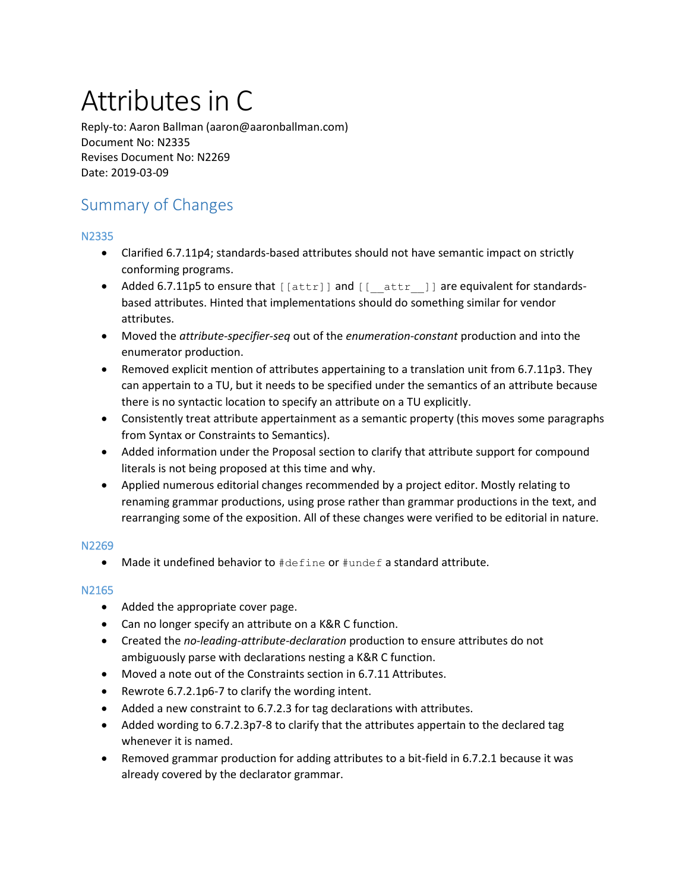# Attributes in C

Reply-to: Aaron Ballman (aaron@aaronballman.com)
Document No: N2335
Revises Document No: N2269
Date: 2019-03-09

## Summary of Changes

### N2335

- Clarified 6.7.11p4; standards-based attributes should not have semantic impact on strictly conforming programs.
- Added 6.7.11p5 to ensure that `[[attr]]` and `[[__attr__]]` are equivalent for standards-based attributes. Hinted that implementations should do something similar for vendor attributes.
- Moved the *attribute-specifier-seq* out of the *enumeration-constant* production and into the enumerator production.
- Removed explicit mention of attributes appertaining to a translation unit from 6.7.11p3. They can appertain to a TU, but it needs to be specified under the semantics of an attribute because there is no syntactic location to specify an attribute on a TU explicitly.
- Consistently treat attribute appertainment as a semantic property (this moves some paragraphs from Syntax or Constraints to Semantics).
- Added information under the Proposal section to clarify that attribute support for compound literals is not being proposed at this time and why.
- Applied numerous editorial changes recommended by a project editor. Mostly relating to renaming grammar productions, using prose rather than grammar productions in the text, and rearranging some of the exposition. All of these changes were verified to be editorial in nature.

### N2269

- Made it undefined behavior to `#define` or `#undef` a standard attribute.

### N2165

- Added the appropriate cover page.
- Can no longer specify an attribute on a K&R C function.
- Created the *no-leading-attribute-declaration* production to ensure attributes do not ambiguously parse with declarations nesting a K&R C function.
- Moved a note out of the Constraints section in 6.7.11 Attributes.
- Rewrote 6.7.2.1p6-7 to clarify the wording intent.
- Added a new constraint to 6.7.2.3 for tag declarations with attributes.
- Added wording to 6.7.2.3p7-8 to clarify that the attributes appertain to the declared tag whenever it is named.
- Removed grammar production for adding attributes to a bit-field in 6.7.2.1 because it was already covered by the declarator grammar.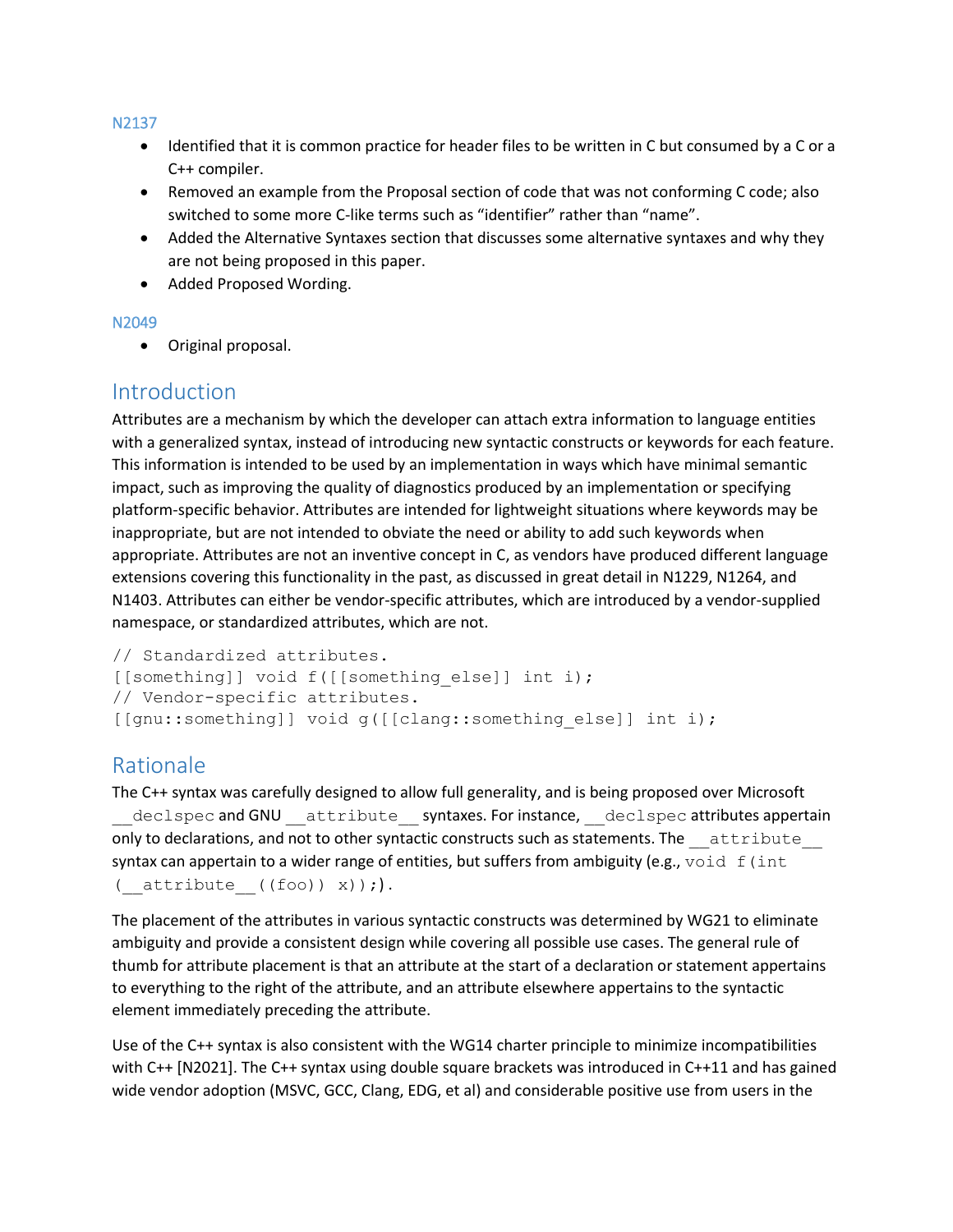### N2137

- Identified that it is common practice for header files to be written in C but consumed by a C or a C++ compiler.
- Removed an example from the Proposal section of code that was not conforming C code; also switched to some more C-like terms such as "identifier" rather than "name".
- Added the Alternative Syntaxes section that discusses some alternative syntaxes and why they are not being proposed in this paper.
- Added Proposed Wording.

### N2049

- Original proposal.

## Introduction

Attributes are a mechanism by which the developer can attach extra information to language entities with a generalized syntax, instead of introducing new syntactic constructs or keywords for each feature. This information is intended to be used by an implementation in ways which have minimal semantic impact, such as improving the quality of diagnostics produced by an implementation or specifying platform-specific behavior. Attributes are intended for lightweight situations where keywords may be inappropriate, but are not intended to obviate the need or ability to add such keywords when appropriate. Attributes are not an inventive concept in C, as vendors have produced different language extensions covering this functionality in the past, as discussed in great detail in N1229, N1264, and N1403. Attributes can either be vendor-specific attributes, which are introduced by a vendor-supplied namespace, or standardized attributes, which are not.

```
// Standardized attributes.
[[something]] void f([[something_else]] int i);
// Vendor-specific attributes.
[[gnu::something]] void g([[clang::something_else]] int i);
```

## Rationale

The C++ syntax was carefully designed to allow full generality, and is being proposed over Microsoft `__declspec` and GNU `__attribute__` syntaxes. For instance, `__declspec` attributes appertain only to declarations, and not to other syntactic constructs such as statements. The `__attribute__` syntax can appertain to a wider range of entities, but suffers from ambiguity (e.g., `void f(int (__attribute__((foo)) x));`).

The placement of the attributes in various syntactic constructs was determined by WG21 to eliminate ambiguity and provide a consistent design while covering all possible use cases. The general rule of thumb for attribute placement is that an attribute at the start of a declaration or statement appertains to everything to the right of the attribute, and an attribute elsewhere appertains to the syntactic element immediately preceding the attribute.

Use of the C++ syntax is also consistent with the WG14 charter principle to minimize incompatibilities with C++ [N2021]. The C++ syntax using double square brackets was introduced in C++11 and has gained wide vendor adoption (MSVC, GCC, Clang, EDG, et al) and considerable positive use from users in the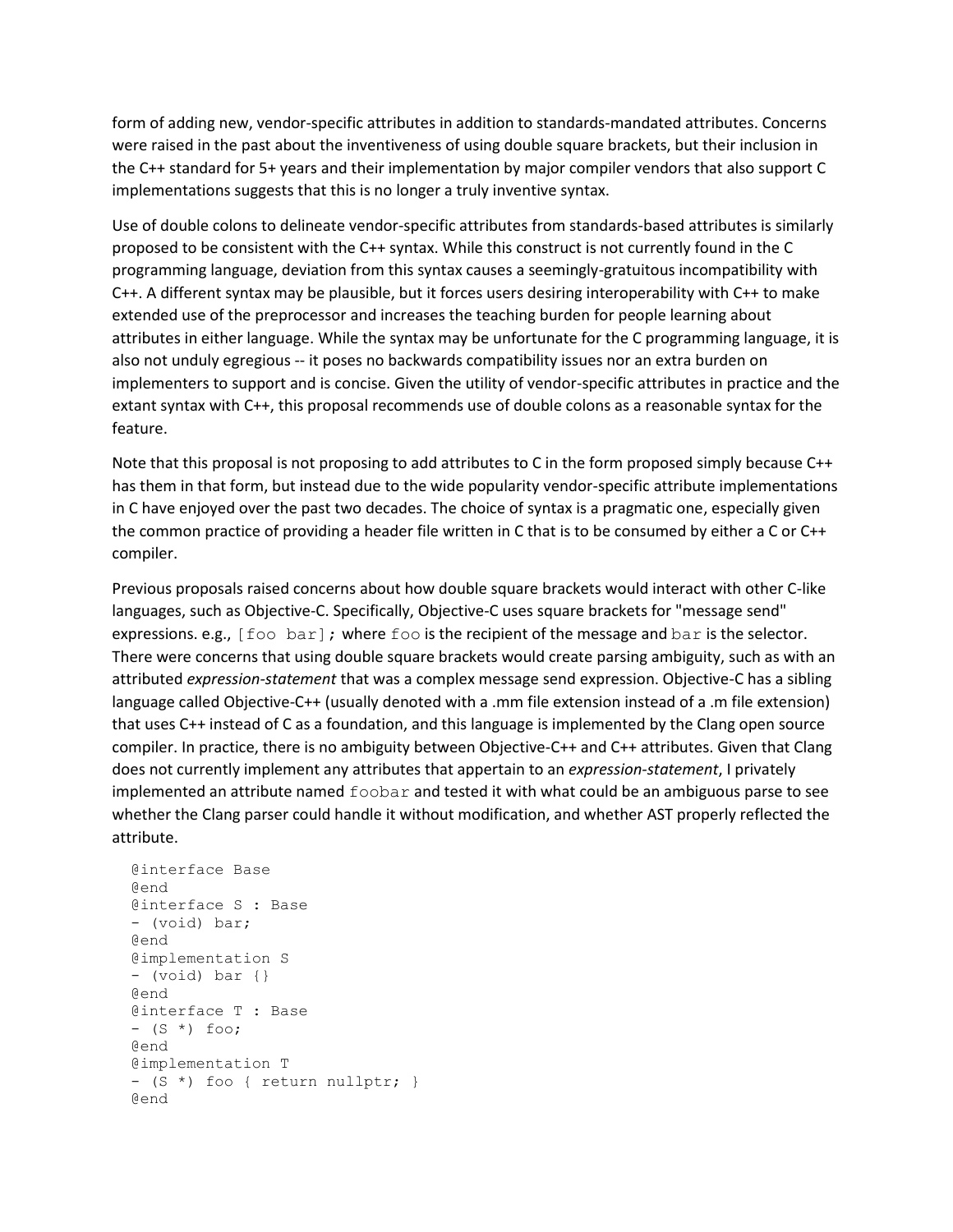form of adding new, vendor-specific attributes in addition to standards-mandated attributes. Concerns were raised in the past about the inventiveness of using double square brackets, but their inclusion in the C++ standard for 5+ years and their implementation by major compiler vendors that also support C implementations suggests that this is no longer a truly inventive syntax.

Use of double colons to delineate vendor-specific attributes from standards-based attributes is similarly proposed to be consistent with the C++ syntax. While this construct is not currently found in the C programming language, deviation from this syntax causes a seemingly-gratuitous incompatibility with C++. A different syntax may be plausible, but it forces users desiring interoperability with C++ to make extended use of the preprocessor and increases the teaching burden for people learning about attributes in either language. While the syntax may be unfortunate for the C programming language, it is also not unduly egregious -- it poses no backwards compatibility issues nor an extra burden on implementers to support and is concise. Given the utility of vendor-specific attributes in practice and the extant syntax with C++, this proposal recommends use of double colons as a reasonable syntax for the feature.

Note that this proposal is not proposing to add attributes to C in the form proposed simply because C++ has them in that form, but instead due to the wide popularity vendor-specific attribute implementations in C have enjoyed over the past two decades. The choice of syntax is a pragmatic one, especially given the common practice of providing a header file written in C that is to be consumed by either a C or C++ compiler.

Previous proposals raised concerns about how double square brackets would interact with other C-like languages, such as Objective-C. Specifically, Objective-C uses square brackets for "message send" expressions. e.g., `[foo bar];` where `foo` is the recipient of the message and `bar` is the selector. There were concerns that using double square brackets would create parsing ambiguity, such as with an attributed *expression-statement* that was a complex message send expression. Objective-C has a sibling language called Objective-C++ (usually denoted with a .mm file extension instead of a .m file extension) that uses C++ instead of C as a foundation, and this language is implemented by the Clang open source compiler. In practice, there is no ambiguity between Objective-C++ and C++ attributes. Given that Clang does not currently implement any attributes that appertain to an *expression-statement*, I privately implemented an attribute named `foobar` and tested it with what could be an ambiguous parse to see whether the Clang parser could handle it without modification, and whether AST properly reflected the attribute.

```
@interface Base
@end
@interface S : Base
- (void) bar;
@end
@implementation S
- (void) bar {}
@end
@interface T : Base
- (S *) foo;
@end
@implementation T
- (S *) foo { return nullptr; }
@end
```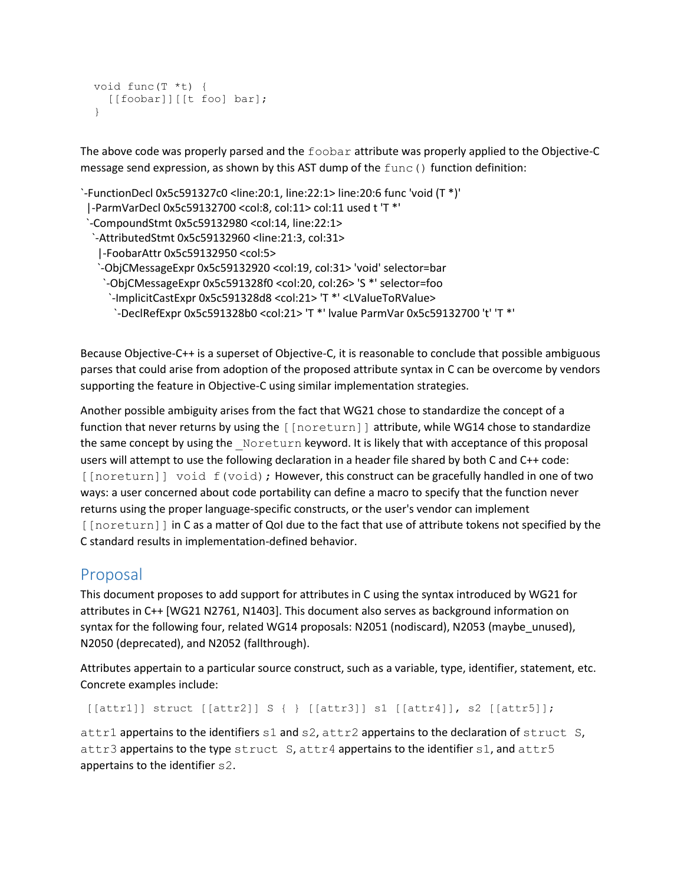```
void func(T *t) {
  [[foobar]][[t foo] bar];
}
```

The above code was properly parsed and the `foobar` attribute was properly applied to the Objective-C message send expression, as shown by this AST dump of the `func()` function definition:

```
`-FunctionDecl 0x5c591327c0 <line:20:1, line:22:1> line:20:6 func 'void (T *)'
  |-ParmVarDecl 0x5c59132700 <col:8, col:11> col:11 used t 'T *'
  `-CompoundStmt 0x5c59132980 <col:14, line:22:1>
    `-AttributedStmt 0x5c59132960 <line:21:3, col:31>
      |-FoobarAttr 0x5c59132950 <col:5>
      `-ObjCMessageExpr 0x5c59132920 <col:19, col:31> 'void' selector=bar
        `-ObjCMessageExpr 0x5c591328f0 <col:20, col:26> 'S *' selector=foo
          `-ImplicitCastExpr 0x5c591328d8 <col:21> 'T *' <LValueToRValue>
            `-DeclRefExpr 0x5c591328b0 <col:21> 'T *' lvalue ParmVar 0x5c59132700 't' 'T *'
```

Because Objective-C++ is a superset of Objective-C, it is reasonable to conclude that possible ambiguous parses that could arise from adoption of the proposed attribute syntax in C can be overcome by vendors supporting the feature in Objective-C using similar implementation strategies.

Another possible ambiguity arises from the fact that WG21 chose to standardize the concept of a function that never returns by using the `[[noreturn]]` attribute, while WG14 chose to standardize the same concept by using the `_Noreturn` keyword. It is likely that with acceptance of this proposal users will attempt to use the following declaration in a header file shared by both C and C++ code: `[[noreturn]] void f(void);` However, this construct can be gracefully handled in one of two ways: a user concerned about code portability can define a macro to specify that the function never returns using the proper language-specific constructs, or the user's vendor can implement `[[noreturn]]` in C as a matter of QoI due to the fact that use of attribute tokens not specified by the C standard results in implementation-defined behavior.

## Proposal

This document proposes to add support for attributes in C using the syntax introduced by WG21 for attributes in C++ [WG21 N2761, N1403]. This document also serves as background information on syntax for the following four, related WG14 proposals: N2051 (nodiscard), N2053 (maybe_unused), N2050 (deprecated), and N2052 (fallthrough).

Attributes appertain to a particular source construct, such as a variable, type, identifier, statement, etc. Concrete examples include:

```
[[attr1]] struct [[attr2]] S { } [[attr3]] s1 [[attr4]], s2 [[attr5]];
```

`attr1` appertains to the identifiers `s1` and `s2`, `attr2` appertains to the declaration of `struct S`, `attr3` appertains to the type `struct S`, `attr4` appertains to the identifier `s1`, and `attr5` appertains to the identifier `s2`.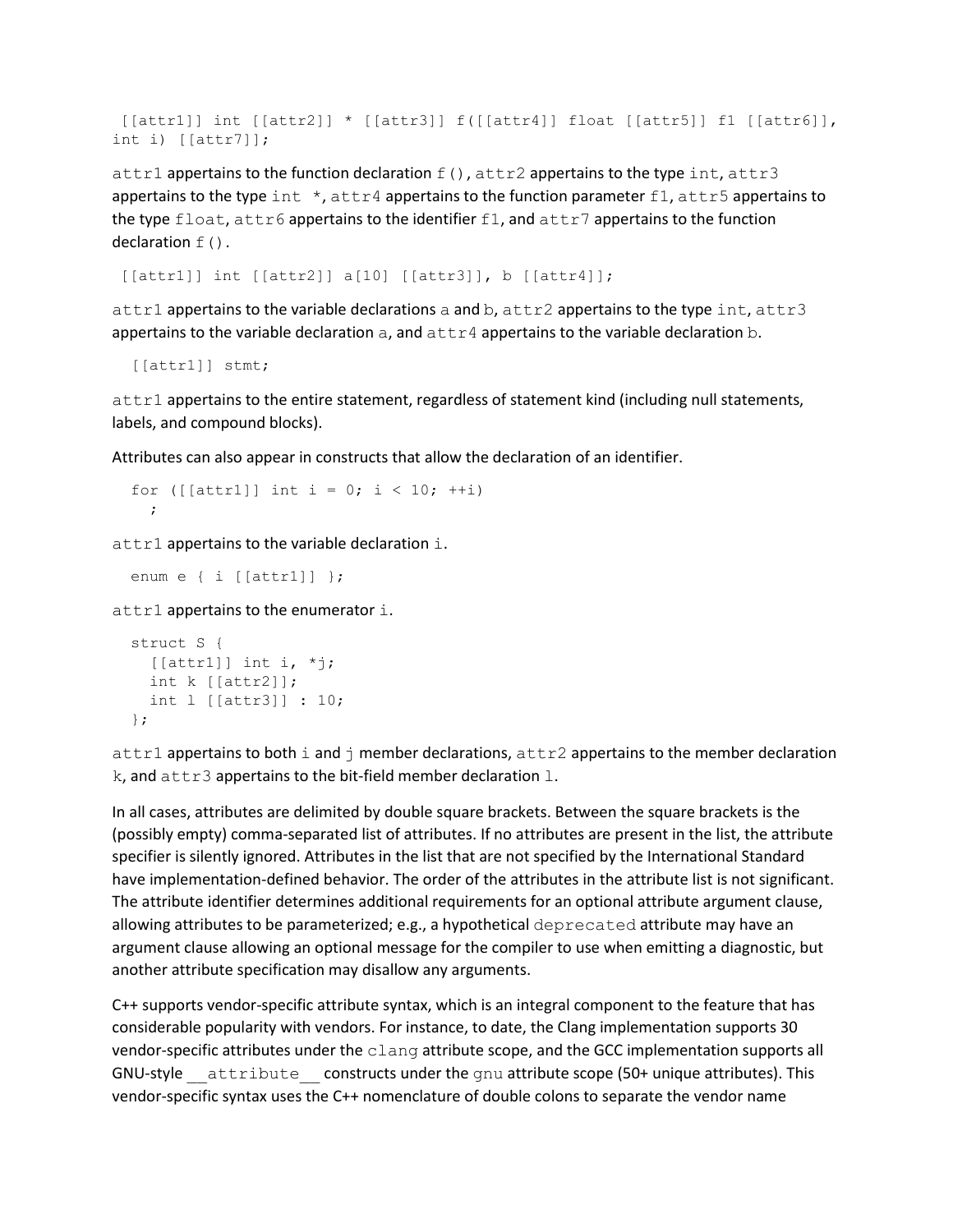```
[[attr1]] int [[attr2]] * [[attr3]] f([[attr4]] float [[attr5]] f1 [[attr6]],
int i) [[attr7]];
```

`attr1` appertains to the function declaration `f()`, `attr2` appertains to the type `int`, `attr3` appertains to the type `int *`, `attr4` appertains to the function parameter `f1`, `attr5` appertains to the type `float`, `attr6` appertains to the identifier `f1`, and `attr7` appertains to the function declaration `f()`.

```
[[attr1]] int [[attr2]] a[10] [[attr3]], b [[attr4]];
```

`attr1` appertains to the variable declarations `a` and `b`, `attr2` appertains to the type `int`, `attr3` appertains to the variable declaration `a`, and `attr4` appertains to the variable declaration `b`.

```
[[attr1]] stmt;
```

`attr1` appertains to the entire statement, regardless of statement kind (including null statements, labels, and compound blocks).

Attributes can also appear in constructs that allow the declaration of an identifier.

```
for ([[attr1]] int i = 0; i < 10; ++i)
  ;
```

`attr1` appertains to the variable declaration `i`.

```
enum e { i [[attr1]] };
```

`attr1` appertains to the enumerator `i`.

```
struct S {
  [[attr1]] int i, *j;
  int k [[attr2]];
  int l [[attr3]] : 10;
};
```

`attr1` appertains to both `i` and `j` member declarations, `attr2` appertains to the member declaration `k`, and `attr3` appertains to the bit-field member declaration `l`.

In all cases, attributes are delimited by double square brackets. Between the square brackets is the (possibly empty) comma-separated list of attributes. If no attributes are present in the list, the attribute specifier is silently ignored. Attributes in the list that are not specified by the International Standard have implementation-defined behavior. The order of the attributes in the attribute list is not significant. The attribute identifier determines additional requirements for an optional attribute argument clause, allowing attributes to be parameterized; e.g., a hypothetical `deprecated` attribute may have an argument clause allowing an optional message for the compiler to use when emitting a diagnostic, but another attribute specification may disallow any arguments.

C++ supports vendor-specific attribute syntax, which is an integral component to the feature that has considerable popularity with vendors. For instance, to date, the Clang implementation supports 30 vendor-specific attributes under the `clang` attribute scope, and the GCC implementation supports all GNU-style `__attribute__` constructs under the `gnu` attribute scope (50+ unique attributes). This vendor-specific syntax uses the C++ nomenclature of double colons to separate the vendor name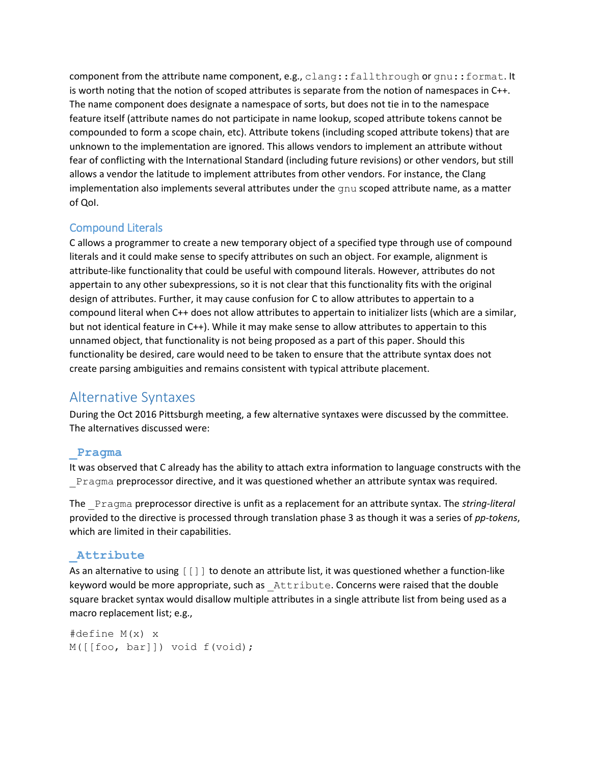component from the attribute name component, e.g., `clang::fallthrough` or `gnu::format`. It is worth noting that the notion of scoped attributes is separate from the notion of namespaces in C++. The name component does designate a namespace of sorts, but does not tie in to the namespace feature itself (attribute names do not participate in name lookup, scoped attribute tokens cannot be compounded to form a scope chain, etc). Attribute tokens (including scoped attribute tokens) that are unknown to the implementation are ignored. This allows vendors to implement an attribute without fear of conflicting with the International Standard (including future revisions) or other vendors, but still allows a vendor the latitude to implement attributes from other vendors. For instance, the Clang implementation also implements several attributes under the `gnu` scoped attribute name, as a matter of QoI.

### Compound Literals

C allows a programmer to create a new temporary object of a specified type through use of compound literals and it could make sense to specify attributes on such an object. For example, alignment is attribute-like functionality that could be useful with compound literals. However, attributes do not appertain to any other subexpressions, so it is not clear that this functionality fits with the original design of attributes. Further, it may cause confusion for C to allow attributes to appertain to a compound literal when C++ does not allow attributes to appertain to initializer lists (which are a similar, but not identical feature in C++). While it may make sense to allow attributes to appertain to this unnamed object, that functionality is not being proposed as a part of this paper. Should this functionality be desired, care would need to be taken to ensure that the attribute syntax does not create parsing ambiguities and remains consistent with typical attribute placement.

## Alternative Syntaxes

During the Oct 2016 Pittsburgh meeting, a few alternative syntaxes were discussed by the committee. The alternatives discussed were:

### `_Pragma`

It was observed that C already has the ability to attach extra information to language constructs with the `_Pragma` preprocessor directive, and it was questioned whether an attribute syntax was required.

The `_Pragma` preprocessor directive is unfit as a replacement for an attribute syntax. The *string-literal* provided to the directive is processed through translation phase 3 as though it was a series of *pp-tokens*, which are limited in their capabilities.

### `_Attribute`

As an alternative to using `[[]]` to denote an attribute list, it was questioned whether a function-like keyword would be more appropriate, such as `_Attribute`. Concerns were raised that the double square bracket syntax would disallow multiple attributes in a single attribute list from being used as a macro replacement list; e.g.,

```
#define M(x) x
M([[foo, bar]]) void f(void);
```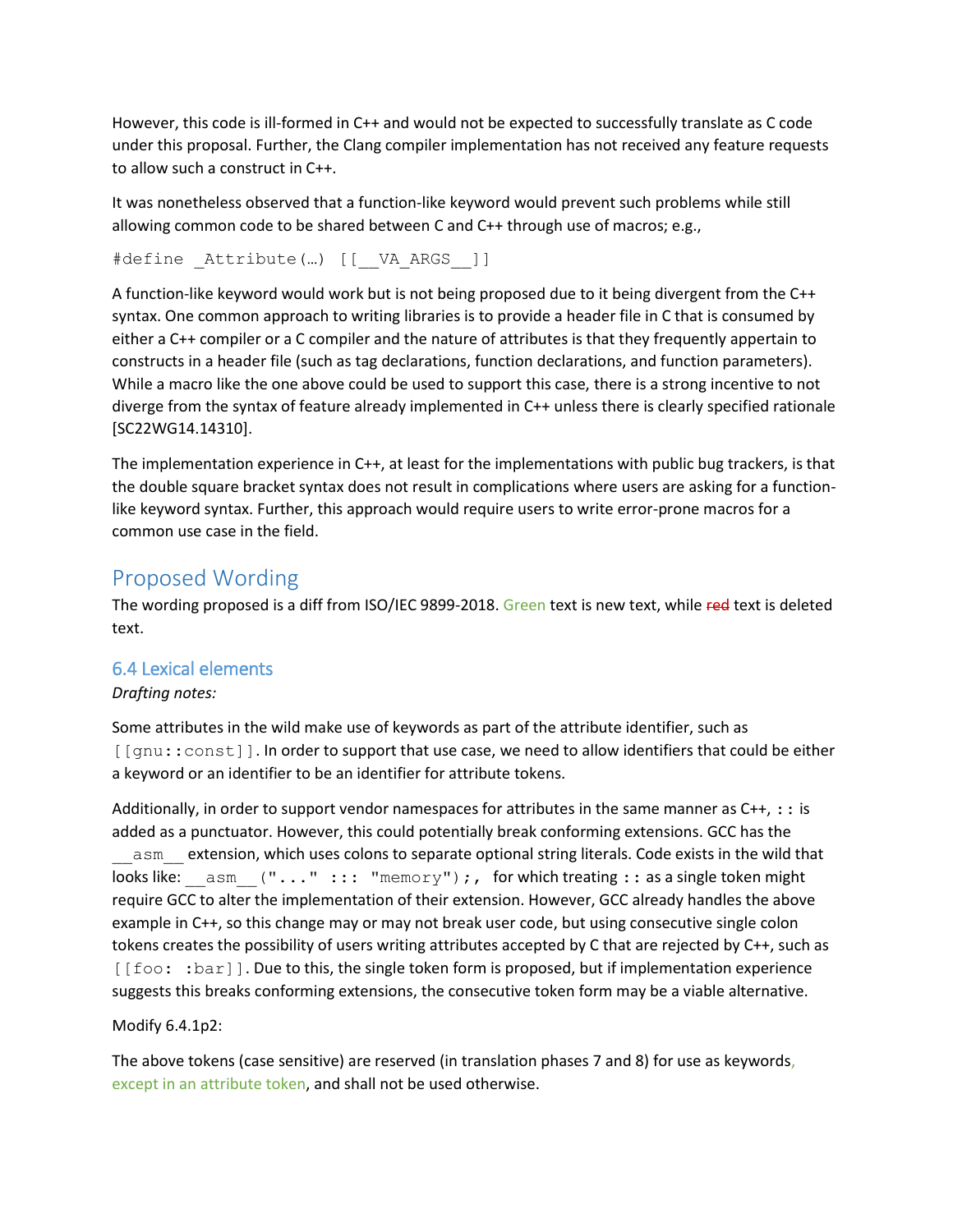However, this code is ill-formed in C++ and would not be expected to successfully translate as C code under this proposal. Further, the Clang compiler implementation has not received any feature requests to allow such a construct in C++.

It was nonetheless observed that a function-like keyword would prevent such problems while still allowing common code to be shared between C and C++ through use of macros; e.g.,

```
#define _Attribute(…) [[__VA_ARGS__]]
```

A function-like keyword would work but is not being proposed due to it being divergent from the C++ syntax. One common approach to writing libraries is to provide a header file in C that is consumed by either a C++ compiler or a C compiler and the nature of attributes is that they frequently appertain to constructs in a header file (such as tag declarations, function declarations, and function parameters). While a macro like the one above could be used to support this case, there is a strong incentive to not diverge from the syntax of feature already implemented in C++ unless there is clearly specified rationale [SC22WG14.14310].

The implementation experience in C++, at least for the implementations with public bug trackers, is that the double square bracket syntax does not result in complications where users are asking for a function-like keyword syntax. Further, this approach would require users to write error-prone macros for a common use case in the field.

## Proposed Wording

The wording proposed is a diff from ISO/IEC 9899-2018. Green text is new text, while ~~red~~ text is deleted text.

### 6.4 Lexical elements

*Drafting notes:*

Some attributes in the wild make use of keywords as part of the attribute identifier, such as `[[gnu::const]]`. In order to support that use case, we need to allow identifiers that could be either a keyword or an identifier to be an identifier for attribute tokens.

Additionally, in order to support vendor namespaces for attributes in the same manner as C++, `::` is added as a punctuator. However, this could potentially break conforming extensions. GCC has the `__asm__` extension, which uses colons to separate optional string literals. Code exists in the wild that looks like: `__asm__("..." ::: "memory");`, for which treating `::` as a single token might require GCC to alter the implementation of their extension. However, GCC already handles the above example in C++, so this change may or may not break user code, but using consecutive single colon tokens creates the possibility of users writing attributes accepted by C that are rejected by C++, such as `[[foo: :bar]]`. Due to this, the single token form is proposed, but if implementation experience suggests this breaks conforming extensions, the consecutive token form may be a viable alternative.

Modify 6.4.1p2:

The above tokens (case sensitive) are reserved (in translation phases 7 and 8) for use as keywords, except in an attribute token, and shall not be used otherwise.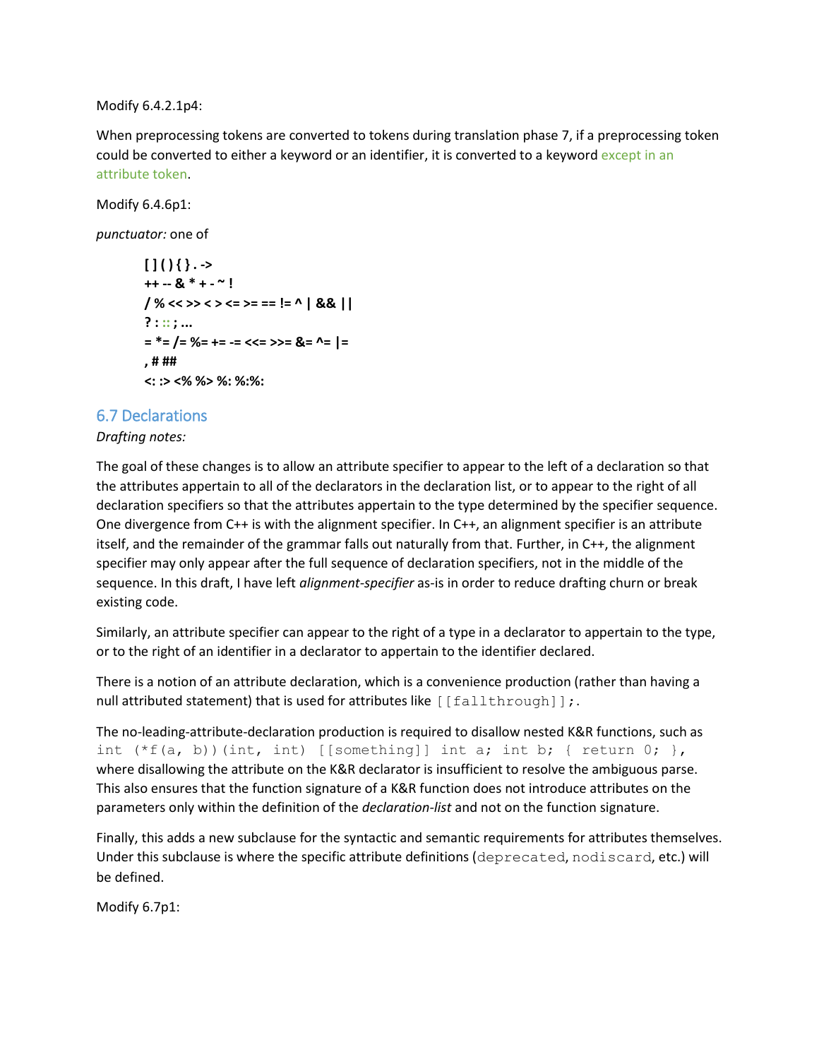Modify 6.4.2.1p4:

When preprocessing tokens are converted to tokens during translation phase 7, if a preprocessing token could be converted to either a keyword or an identifier, it is converted to a keyword except in an attribute token.

Modify 6.4.6p1:

*punctuator:* one of

> **[ ] ( ) { } . ->**
> **++ -- & * + - ~ !**
> **/ % << >> < > <= >= == != ^ | && ||**
> **? : :: ; ...**
> **= *= /= %= += -= <<= >>= &= ^= |=**
> **, # ##**
> **<: :> <% %> %: %:%:**

## 6.7 Declarations

*Drafting notes:*

The goal of these changes is to allow an attribute specifier to appear to the left of a declaration so that the attributes appertain to all of the declarators in the declaration list, or to appear to the right of all declaration specifiers so that the attributes appertain to the type determined by the specifier sequence. One divergence from C++ is with the alignment specifier. In C++, an alignment specifier is an attribute itself, and the remainder of the grammar falls out naturally from that. Further, in C++, the alignment specifier may only appear after the full sequence of declaration specifiers, not in the middle of the sequence. In this draft, I have left *alignment-specifier* as-is in order to reduce drafting churn or break existing code.

Similarly, an attribute specifier can appear to the right of a type in a declarator to appertain to the type, or to the right of an identifier in a declarator to appertain to the identifier declared.

There is a notion of an attribute declaration, which is a convenience production (rather than having a null attributed statement) that is used for attributes like `[[fallthrough]];`.

The no-leading-attribute-declaration production is required to disallow nested K&R functions, such as `int (*f(a, b))(int, int) [[something]] int a; int b; { return 0; }`, where disallowing the attribute on the K&R declarator is insufficient to resolve the ambiguous parse. This also ensures that the function signature of a K&R function does not introduce attributes on the parameters only within the definition of the *declaration-list* and not on the function signature.

Finally, this adds a new subclause for the syntactic and semantic requirements for attributes themselves. Under this subclause is where the specific attribute definitions (`deprecated`, `nodiscard`, etc.) will be defined.

Modify 6.7p1: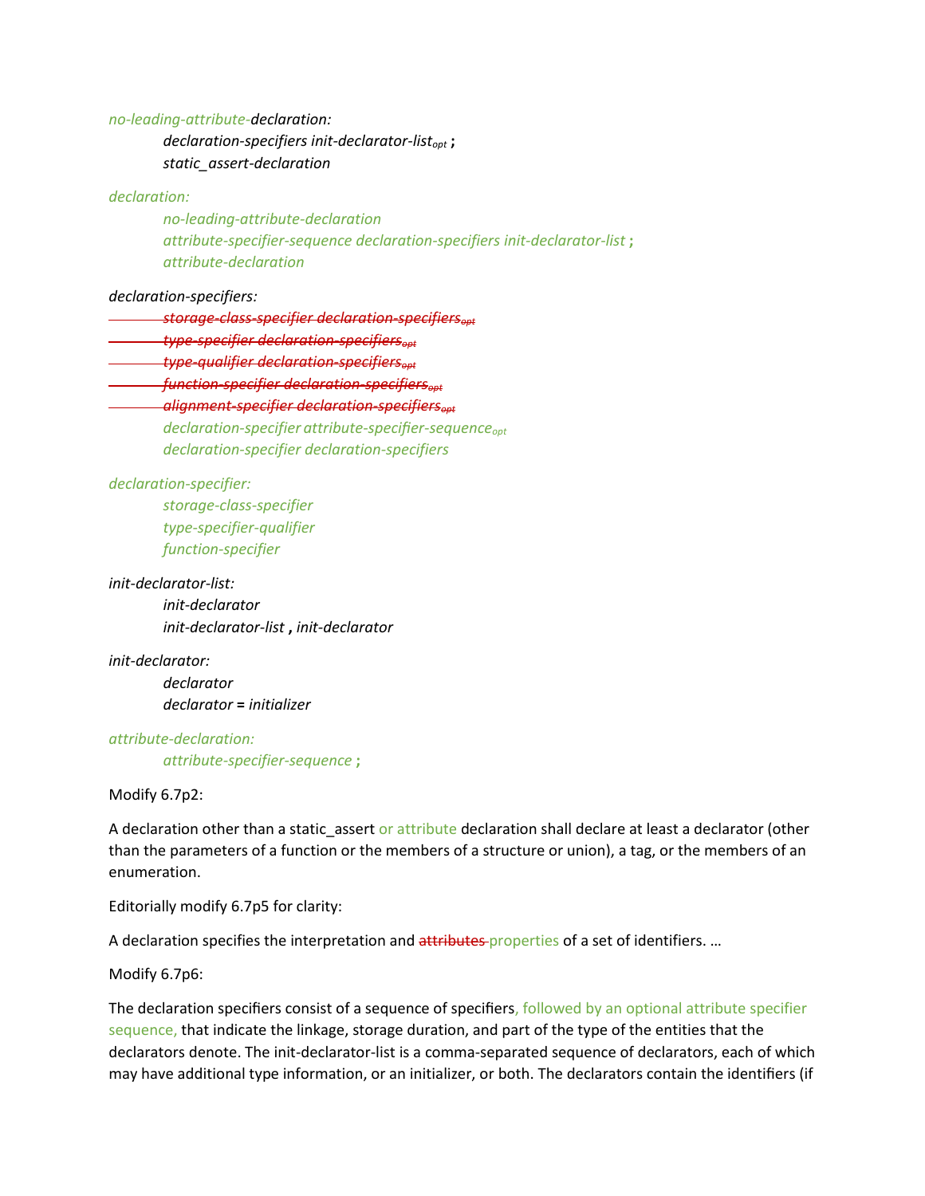*no-leading-attribute-declaration:*

> *declaration-specifiers init-declarator-list*$_{opt}$ **;**
> *static_assert-declaration*

*declaration:*

> *no-leading-attribute-declaration*
> *attribute-specifier-sequence declaration-specifiers init-declarator-list* **;**
> *attribute-declaration*

*declaration-specifiers:*

> ~~*storage-class-specifier declaration-specifiers*$_{opt}$~~
> ~~*type-specifier declaration-specifiers*$_{opt}$~~
> ~~*type-qualifier declaration-specifiers*$_{opt}$~~
> ~~*function-specifier declaration-specifiers*$_{opt}$~~
> ~~*alignment-specifier declaration-specifiers*$_{opt}$~~
> *declaration-specifier attribute-specifier-sequence*$_{opt}$
> *declaration-specifier declaration-specifiers*

*declaration-specifier:*

> *storage-class-specifier*
> *type-specifier-qualifier*
> *function-specifier*

*init-declarator-list:*

> *init-declarator*
> *init-declarator-list* **,** *init-declarator*

*init-declarator:*

> *declarator*
> *declarator* **=** *initializer*

*attribute-declaration:*

> *attribute-specifier-sequence* **;**

Modify 6.7p2:

A declaration other than a static_assert or attribute declaration shall declare at least a declarator (other than the parameters of a function or the members of a structure or union), a tag, or the members of an enumeration.

Editorially modify 6.7p5 for clarity:

A declaration specifies the interpretation and ~~attributes~~ properties of a set of identifiers. …

Modify 6.7p6:

The declaration specifiers consist of a sequence of specifiers, followed by an optional attribute specifier sequence, that indicate the linkage, storage duration, and part of the type of the entities that the declarators denote. The init-declarator-list is a comma-separated sequence of declarators, each of which may have additional type information, or an initializer, or both. The declarators contain the identifiers (if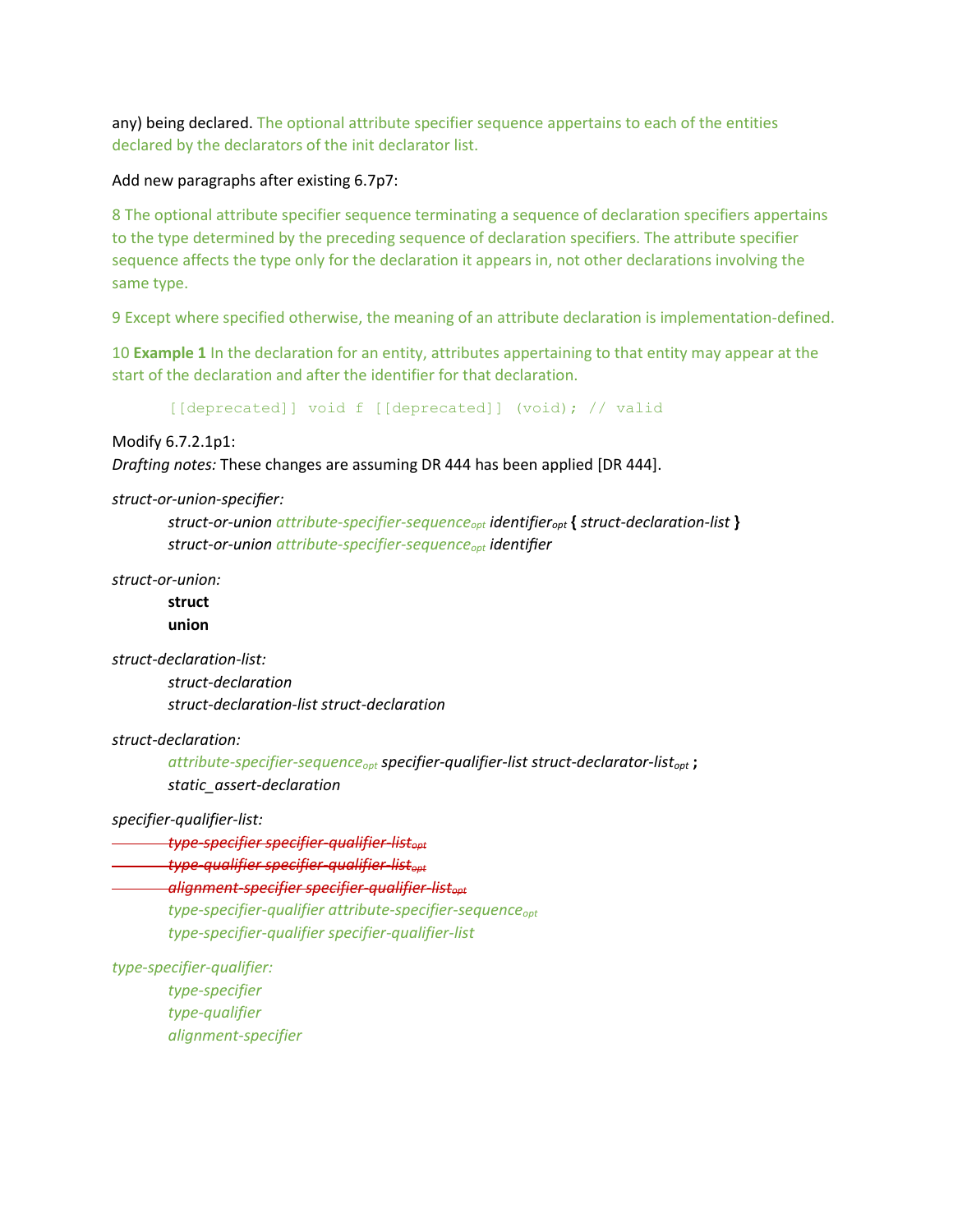any) being declared. The optional attribute specifier sequence appertains to each of the entities declared by the declarators of the init declarator list.

Add new paragraphs after existing 6.7p7:

8 The optional attribute specifier sequence terminating a sequence of declaration specifiers appertains to the type determined by the preceding sequence of declaration specifiers. The attribute specifier sequence affects the type only for the declaration it appears in, not other declarations involving the same type.

9 Except where specified otherwise, the meaning of an attribute declaration is implementation-defined.

10 **Example 1** In the declaration for an entity, attributes appertaining to that entity may appear at the start of the declaration and after the identifier for that declaration.

```
[[deprecated]] void f [[deprecated]] (void); // valid
```

Modify 6.7.2.1p1:
*Drafting notes:* These changes are assuming DR 444 has been applied [DR 444].

*struct-or-union-specifier:*
    *struct-or-union attribute-specifier-sequence*$_{opt}$ *identifier*$_{opt}$ **{** *struct-declaration-list* **}**
    *struct-or-union attribute-specifier-sequence*$_{opt}$ *identifier*

*struct-or-union:*
    **struct**
    **union**

*struct-declaration-list:*
    *struct-declaration*
    *struct-declaration-list struct-declaration*

*struct-declaration:*
    *attribute-specifier-sequence*$_{opt}$ *specifier-qualifier-list struct-declarator-list*$_{opt}$ **;**
    *static_assert-declaration*

*specifier-qualifier-list:*
    ~~*type-specifier specifier-qualifier-list*$_{opt}$~~
    ~~*type-qualifier specifier-qualifier-list*$_{opt}$~~
    ~~*alignment-specifier specifier-qualifier-list*$_{opt}$~~
    *type-specifier-qualifier attribute-specifier-sequence*$_{opt}$
    *type-specifier-qualifier specifier-qualifier-list*

*type-specifier-qualifier:*
    *type-specifier*
    *type-qualifier*
    *alignment-specifier*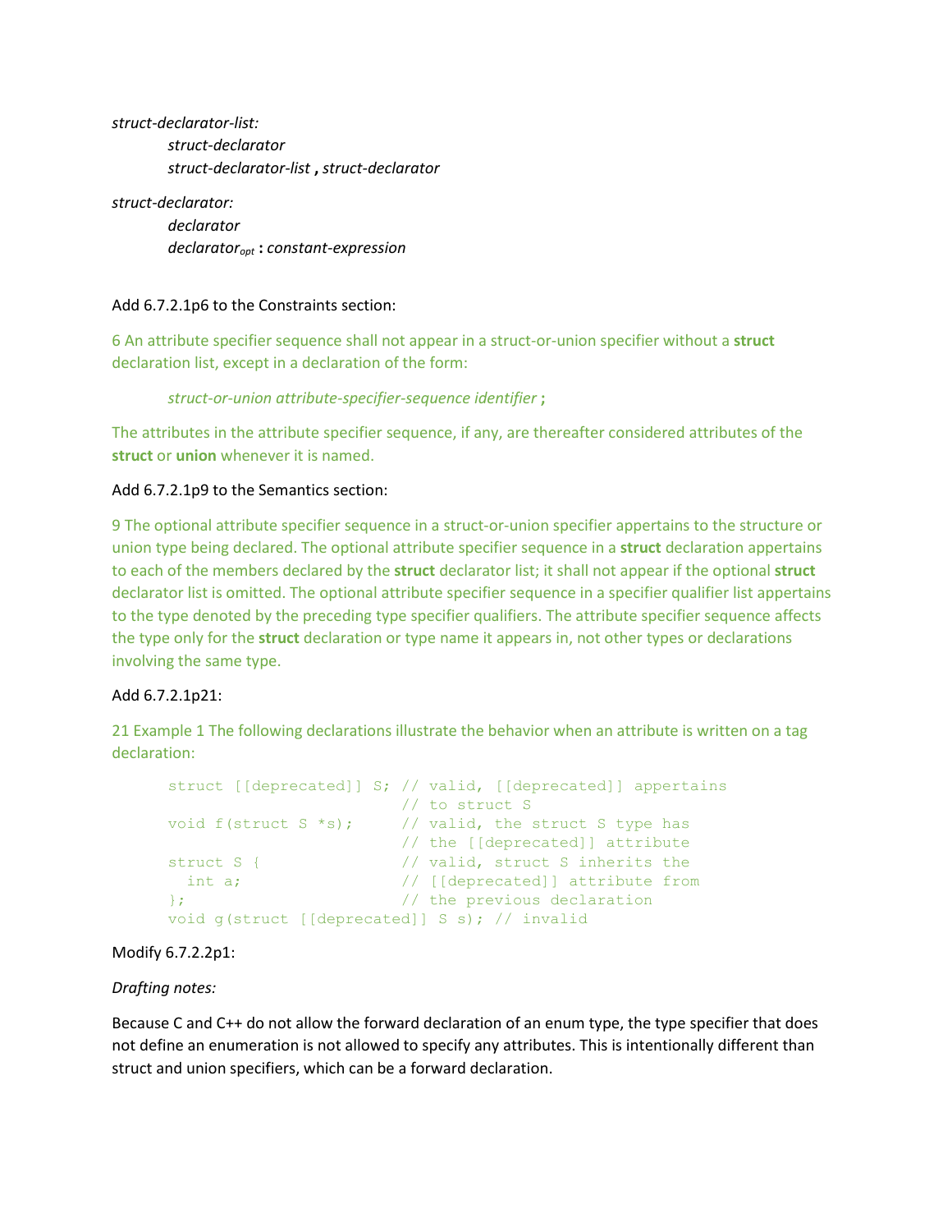*struct-declarator-list:*

> *struct-declarator*
> *struct-declarator-list* **,** *struct-declarator*

*struct-declarator:*

> *declarator*
> *declarator*$_{opt}$ **:** *constant-expression*

Add 6.7.2.1p6 to the Constraints section:

6 An attribute specifier sequence shall not appear in a struct-or-union specifier without a **struct** declaration list, except in a declaration of the form:

> *struct-or-union attribute-specifier-sequence identifier* **;**

The attributes in the attribute specifier sequence, if any, are thereafter considered attributes of the **struct** or **union** whenever it is named.

Add 6.7.2.1p9 to the Semantics section:

9 The optional attribute specifier sequence in a struct-or-union specifier appertains to the structure or union type being declared. The optional attribute specifier sequence in a **struct** declaration appertains to each of the members declared by the **struct** declarator list; it shall not appear if the optional **struct** declarator list is omitted. The optional attribute specifier sequence in a specifier qualifier list appertains to the type denoted by the preceding type specifier qualifiers. The attribute specifier sequence affects the type only for the **struct** declaration or type name it appears in, not other types or declarations involving the same type.

Add 6.7.2.1p21:

21 Example 1 The following declarations illustrate the behavior when an attribute is written on a tag declaration:

```
struct [[deprecated]] S; // valid, [[deprecated]] appertains
                         // to struct S
void f(struct S *s);     // valid, the struct S type has
                         // the [[deprecated]] attribute
struct S {               // valid, struct S inherits the
  int a;                 // [[deprecated]] attribute from
};                       // the previous declaration
void g(struct [[deprecated]] S s); // invalid
```

Modify 6.7.2.2p1:

*Drafting notes:*

Because C and C++ do not allow the forward declaration of an enum type, the type specifier that does not define an enumeration is not allowed to specify any attributes. This is intentionally different than struct and union specifiers, which can be a forward declaration.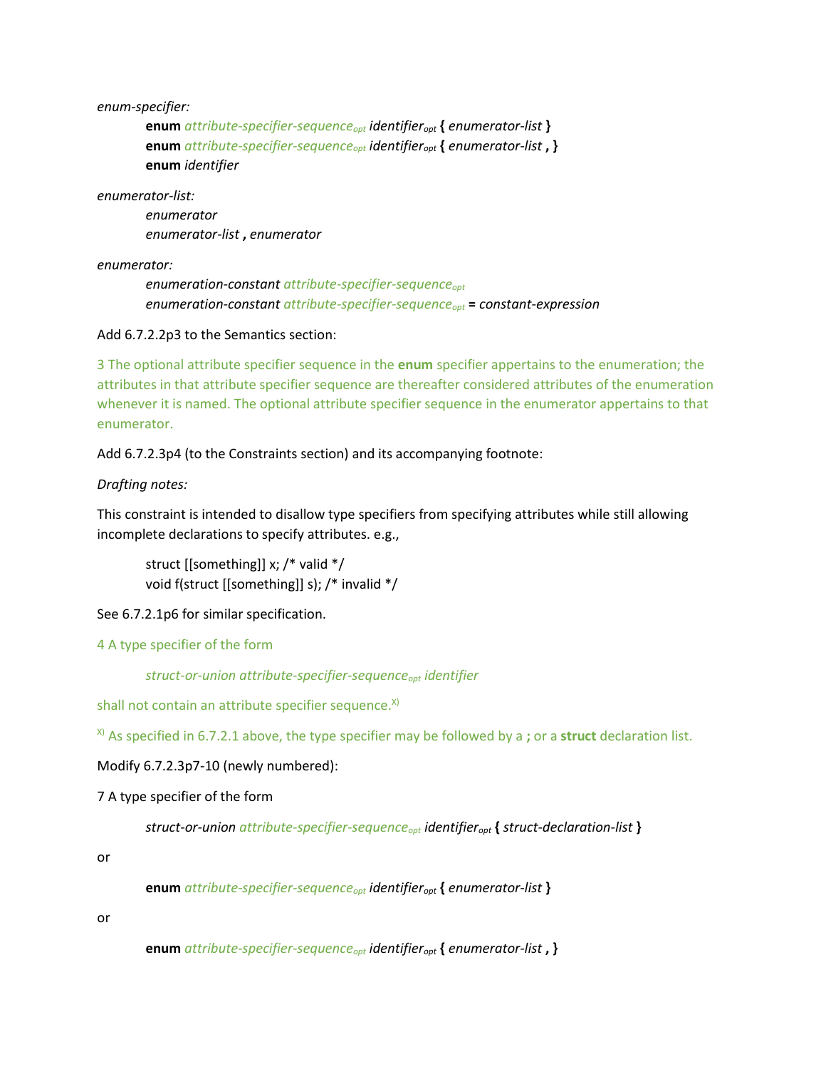*enum-specifier:*

> **enum** *attribute-specifier-sequence*$_{opt}$ *identifier*$_{opt}$ **{** *enumerator-list* **}**
> **enum** *attribute-specifier-sequence*$_{opt}$ *identifier*$_{opt}$ **{** *enumerator-list* **, }**
> **enum** *identifier*

*enumerator-list:*

> *enumerator*
> *enumerator-list* **,** *enumerator*

*enumerator:*

> *enumeration-constant attribute-specifier-sequence*$_{opt}$
> *enumeration-constant attribute-specifier-sequence*$_{opt}$ **=** *constant-expression*

Add 6.7.2.2p3 to the Semantics section:

3 The optional attribute specifier sequence in the **enum** specifier appertains to the enumeration; the attributes in that attribute specifier sequence are thereafter considered attributes of the enumeration whenever it is named. The optional attribute specifier sequence in the enumerator appertains to that enumerator.

Add 6.7.2.3p4 (to the Constraints section) and its accompanying footnote:

*Drafting notes:*

This constraint is intended to disallow type specifiers from specifying attributes while still allowing incomplete declarations to specify attributes. e.g.,

```
struct [[something]] x; /* valid */
void f(struct [[something]] s); /* invalid */
```

See 6.7.2.1p6 for similar specification.

4 A type specifier of the form

> *struct-or-union attribute-specifier-sequence*$_{opt}$ *identifier*

shall not contain an attribute specifier sequence.[X)]

[X)] As specified in 6.7.2.1 above, the type specifier may be followed by a **;** or a **struct** declaration list.

Modify 6.7.2.3p7-10 (newly numbered):

7 A type specifier of the form

> *struct-or-union attribute-specifier-sequence*$_{opt}$ *identifier*$_{opt}$ **{** *struct-declaration-list* **}**

or

> **enum** *attribute-specifier-sequence*$_{opt}$ *identifier*$_{opt}$ **{** *enumerator-list* **}**

or

> **enum** *attribute-specifier-sequence*$_{opt}$ *identifier*$_{opt}$ **{** *enumerator-list* **, }**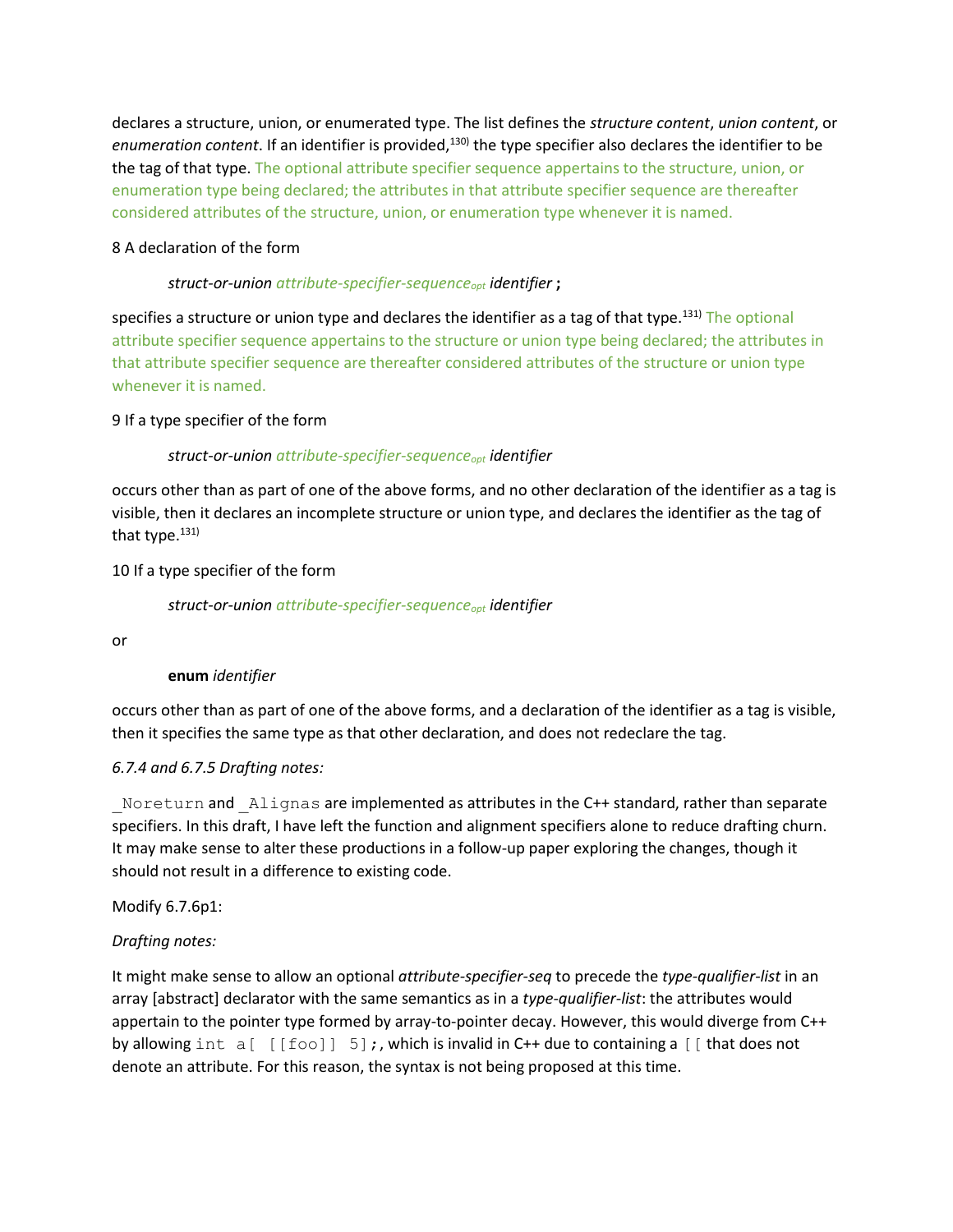declares a structure, union, or enumerated type. The list defines the *structure content*, *union content*, or *enumeration content*. If an identifier is provided,[130] the type specifier also declares the identifier to be the tag of that type. The optional attribute specifier sequence appertains to the structure, union, or enumeration type being declared; the attributes in that attribute specifier sequence are thereafter considered attributes of the structure, union, or enumeration type whenever it is named.

8 A declaration of the form

> *struct-or-union attribute-specifier-sequence*$_{opt}$ *identifier* **;**

specifies a structure or union type and declares the identifier as a tag of that type.[131] The optional attribute specifier sequence appertains to the structure or union type being declared; the attributes in that attribute specifier sequence are thereafter considered attributes of the structure or union type whenever it is named.

9 If a type specifier of the form

> *struct-or-union attribute-specifier-sequence*$_{opt}$ *identifier*

occurs other than as part of one of the above forms, and no other declaration of the identifier as a tag is visible, then it declares an incomplete structure or union type, and declares the identifier as the tag of that type.[131]

10 If a type specifier of the form

> *struct-or-union attribute-specifier-sequence*$_{opt}$ *identifier*

or

> **enum** *identifier*

occurs other than as part of one of the above forms, and a declaration of the identifier as a tag is visible, then it specifies the same type as that other declaration, and does not redeclare the tag.

*6.7.4 and 6.7.5 Drafting notes:*

`_Noreturn` and `_Alignas` are implemented as attributes in the C++ standard, rather than separate specifiers. In this draft, I have left the function and alignment specifiers alone to reduce drafting churn. It may make sense to alter these productions in a follow-up paper exploring the changes, though it should not result in a difference to existing code.

Modify 6.7.6p1:

*Drafting notes:*

It might make sense to allow an optional *attribute-specifier-seq* to precede the *type-qualifier-list* in an array [abstract] declarator with the same semantics as in a *type-qualifier-list*: the attributes would appertain to the pointer type formed by array-to-pointer decay. However, this would diverge from C++ by allowing `int a[ [[foo]] 5];`, which is invalid in C++ due to containing a `[[` that does not denote an attribute. For this reason, the syntax is not being proposed at this time.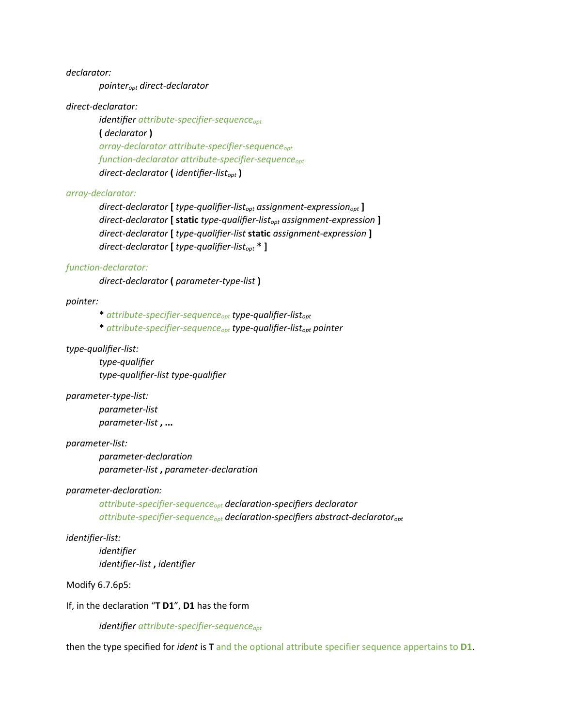*declarator:*

  *pointer<sub>opt</sub> direct-declarator*

*direct-declarator:*

  *identifier attribute-specifier-sequence<sub>opt</sub>*
  **(** *declarator* **)**
  *array-declarator attribute-specifier-sequence<sub>opt</sub>*
  *function-declarator attribute-specifier-sequence<sub>opt</sub>*
  *direct-declarator* **(** *identifier-list<sub>opt</sub>* **)**

*array-declarator:*

  *direct-declarator* **[** *type-qualifier-list<sub>opt</sub> assignment-expression<sub>opt</sub>* **]**
  *direct-declarator* **[ static** *type-qualifier-list<sub>opt</sub> assignment-expression* **]**
  *direct-declarator* **[** *type-qualifier-list* **static** *assignment-expression* **]**
  *direct-declarator* **[** *type-qualifier-list<sub>opt</sub>* **\* ]**

*function-declarator:*

  *direct-declarator* **(** *parameter-type-list* **)**

*pointer:*

  **\*** *attribute-specifier-sequence<sub>opt</sub> type-qualifier-list<sub>opt</sub>*
  **\*** *attribute-specifier-sequence<sub>opt</sub> type-qualifier-list<sub>opt</sub> pointer*

*type-qualifier-list:*

  *type-qualifier*
  *type-qualifier-list type-qualifier*

*parameter-type-list:*

  *parameter-list*
  *parameter-list* **, ...**

*parameter-list:*

  *parameter-declaration*
  *parameter-list* **,** *parameter-declaration*

*parameter-declaration:*

  *attribute-specifier-sequence<sub>opt</sub> declaration-specifiers declarator*
  *attribute-specifier-sequence<sub>opt</sub> declaration-specifiers abstract-declarator<sub>opt</sub>*

*identifier-list:*

  *identifier*
  *identifier-list* **,** *identifier*

Modify 6.7.6p5:

If, in the declaration "**T D1**", **D1** has the form

  *identifier attribute-specifier-sequence<sub>opt</sub>*

then the type specified for *ident* is **T** and the optional attribute specifier sequence appertains to **D1**.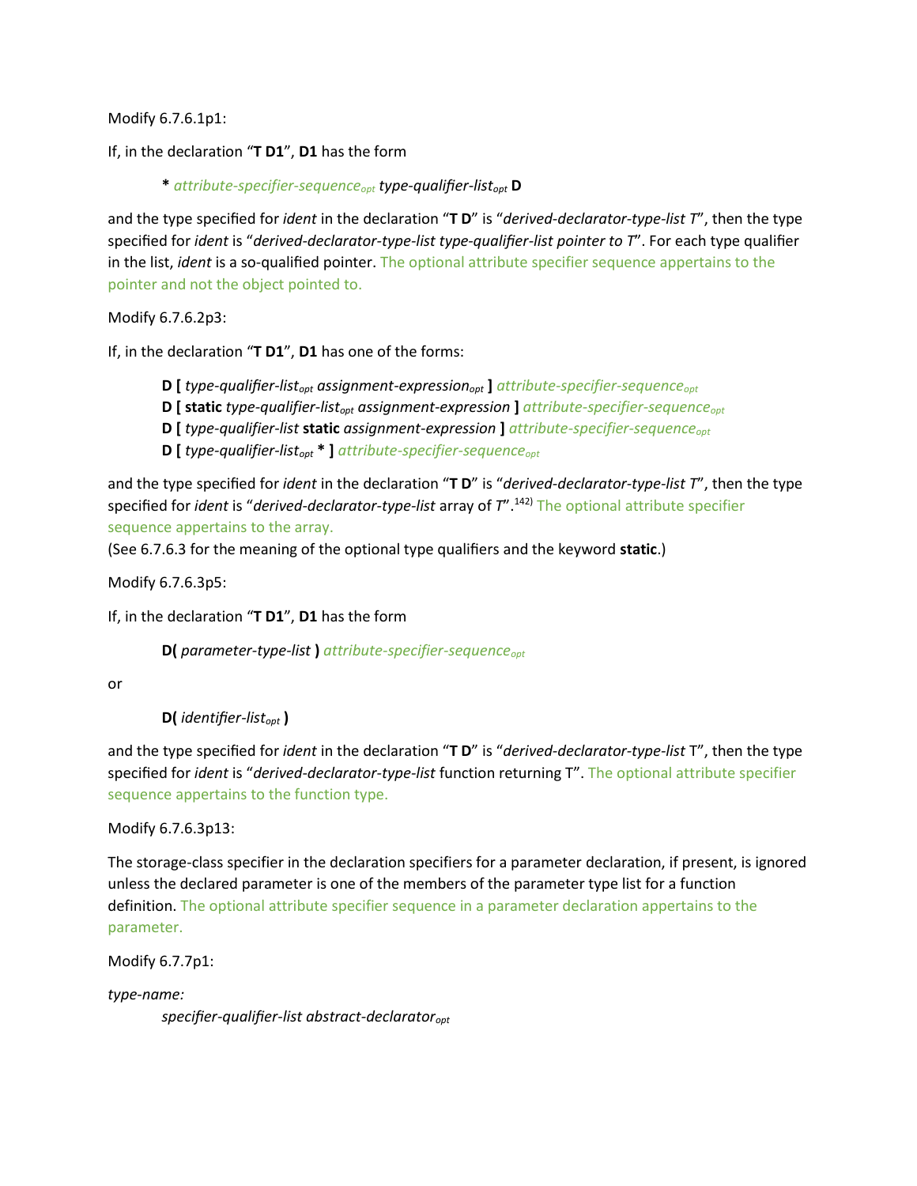Modify 6.7.6.1p1:

If, in the declaration “**T D1**”, **D1** has the form

> **\*** *attribute-specifier-sequence$_{opt}$ type-qualifier-list$_{opt}$* **D**

and the type specified for *ident* in the declaration “**T D**” is “*derived-declarator-type-list T*”, then the type specified for *ident* is “*derived-declarator-type-list type-qualifier-list pointer to T*”. For each type qualifier in the list, *ident* is a so-qualified pointer. The optional attribute specifier sequence appertains to the pointer and not the object pointed to.

Modify 6.7.6.2p3:

If, in the declaration “**T D1**”, **D1** has one of the forms:

> **D [** *type-qualifier-list$_{opt}$ assignment-expression$_{opt}$* **]** *attribute-specifier-sequence$_{opt}$*
> **D [ static** *type-qualifier-list$_{opt}$ assignment-expression* **]** *attribute-specifier-sequence$_{opt}$*
> **D [** *type-qualifier-list* **static** *assignment-expression* **]** *attribute-specifier-sequence$_{opt}$*
> **D [** *type-qualifier-list$_{opt}$* **\* ]** *attribute-specifier-sequence$_{opt}$*

and the type specified for *ident* in the declaration “**T D**” is “*derived-declarator-type-list T*”, then the type specified for *ident* is “*derived-declarator-type-list* array of *T*”.[142] The optional attribute specifier sequence appertains to the array.
(See 6.7.6.3 for the meaning of the optional type qualifiers and the keyword **static**.)

Modify 6.7.6.3p5:

If, in the declaration “**T D1**”, **D1** has the form

> **D(** *parameter-type-list* **)** *attribute-specifier-sequence$_{opt}$*

or

> **D(** *identifier-list$_{opt}$* **)**

and the type specified for *ident* in the declaration “**T D**” is “*derived-declarator-type-list* T”, then the type specified for *ident* is “*derived-declarator-type-list* function returning T”. The optional attribute specifier sequence appertains to the function type.

Modify 6.7.6.3p13:

The storage-class specifier in the declaration specifiers for a parameter declaration, if present, is ignored unless the declared parameter is one of the members of the parameter type list for a function definition. The optional attribute specifier sequence in a parameter declaration appertains to the parameter.

Modify 6.7.7p1:

*type-name:*
> *specifier-qualifier-list abstract-declarator$_{opt}$*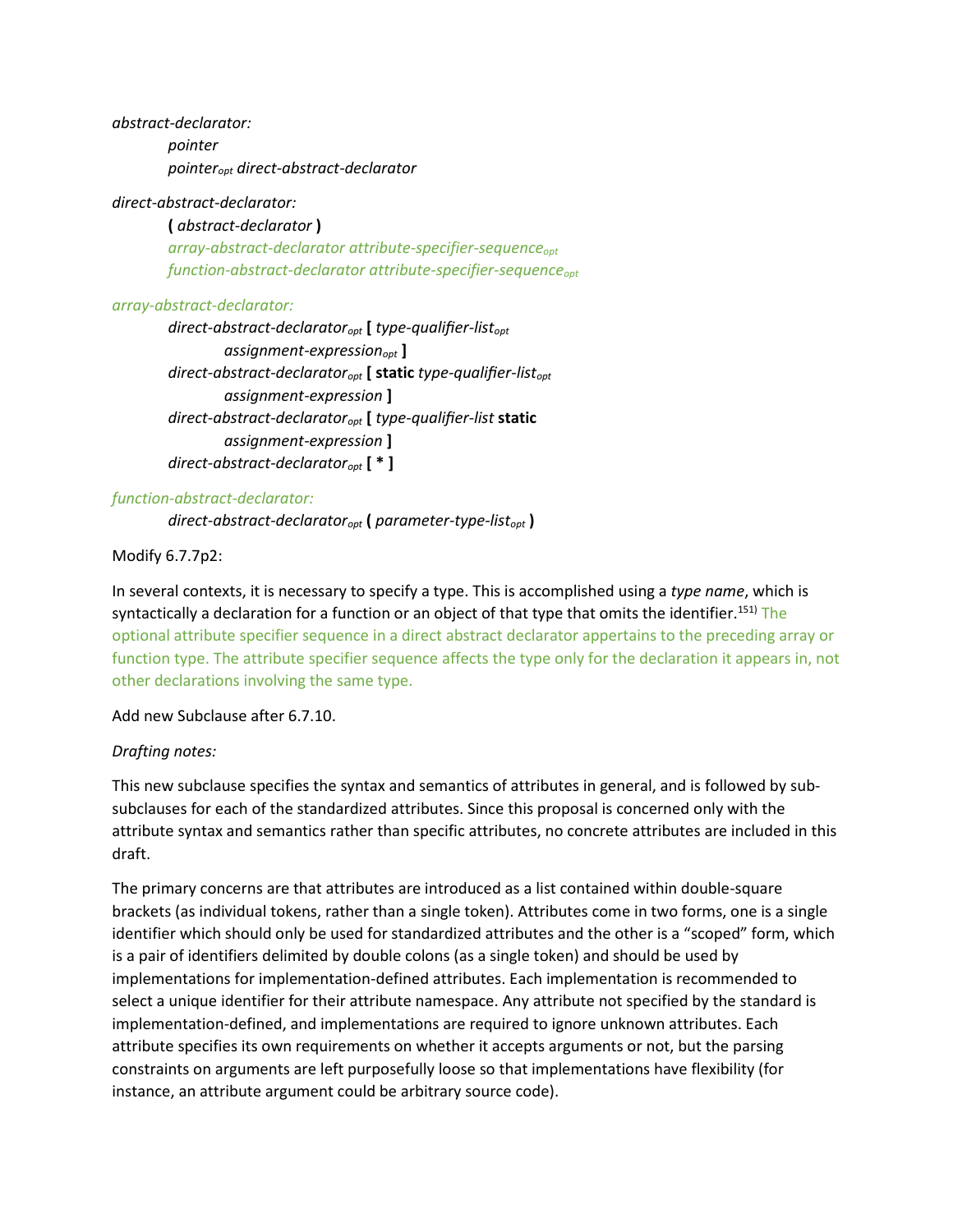*abstract-declarator:*

*pointer*
*pointer$_{opt}$ direct-abstract-declarator*

*direct-abstract-declarator:*

**(** *abstract-declarator* **)**
*array-abstract-declarator attribute-specifier-sequence$_{opt}$*
*function-abstract-declarator attribute-specifier-sequence$_{opt}$*

*array-abstract-declarator:*

*direct-abstract-declarator$_{opt}$* **[** *type-qualifier-list$_{opt}$ assignment-expression$_{opt}$* **]**
*direct-abstract-declarator$_{opt}$* **[ static** *type-qualifier-list$_{opt}$ assignment-expression* **]**
*direct-abstract-declarator$_{opt}$* **[** *type-qualifier-list* **static** *assignment-expression* **]**
*direct-abstract-declarator$_{opt}$* **[ * ]**

*function-abstract-declarator:*

*direct-abstract-declarator$_{opt}$* **(** *parameter-type-list$_{opt}$* **)**

Modify 6.7.7p2:

In several contexts, it is necessary to specify a type. This is accomplished using a *type name*, which is syntactically a declaration for a function or an object of that type that omits the identifier.[151)] The optional attribute specifier sequence in a direct abstract declarator appertains to the preceding array or function type. The attribute specifier sequence affects the type only for the declaration it appears in, not other declarations involving the same type.

Add new Subclause after 6.7.10.

*Drafting notes:*

This new subclause specifies the syntax and semantics of attributes in general, and is followed by sub-subclauses for each of the standardized attributes. Since this proposal is concerned only with the attribute syntax and semantics rather than specific attributes, no concrete attributes are included in this draft.

The primary concerns are that attributes are introduced as a list contained within double-square brackets (as individual tokens, rather than a single token). Attributes come in two forms, one is a single identifier which should only be used for standardized attributes and the other is a "scoped" form, which is a pair of identifiers delimited by double colons (as a single token) and should be used by implementations for implementation-defined attributes. Each implementation is recommended to select a unique identifier for their attribute namespace. Any attribute not specified by the standard is implementation-defined, and implementations are required to ignore unknown attributes. Each attribute specifies its own requirements on whether it accepts arguments or not, but the parsing constraints on arguments are left purposefully loose so that implementations have flexibility (for instance, an attribute argument could be arbitrary source code).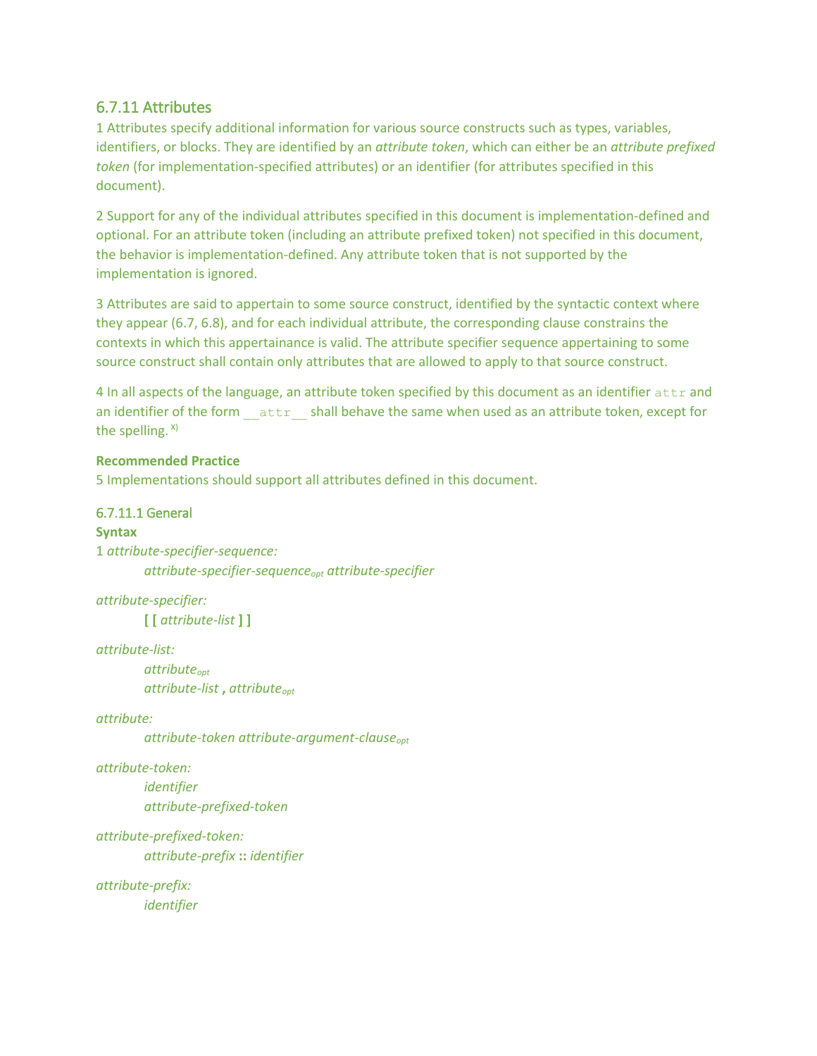## 6.7.11 Attributes

1 Attributes specify additional information for various source constructs such as types, variables, identifiers, or blocks. They are identified by an *attribute token*, which can either be an *attribute prefixed token* (for implementation-specified attributes) or an identifier (for attributes specified in this document).

2 Support for any of the individual attributes specified in this document is implementation-defined and optional. For an attribute token (including an attribute prefixed token) not specified in this document, the behavior is implementation-defined. Any attribute token that is not supported by the implementation is ignored.

3 Attributes are said to appertain to some source construct, identified by the syntactic context where they appear (6.7, 6.8), and for each individual attribute, the corresponding clause constrains the contexts in which this appertainance is valid. The attribute specifier sequence appertaining to some source construct shall contain only attributes that are allowed to apply to that source construct.

4 In all aspects of the language, an attribute token specified by this document as an identifier `attr` and an identifier of the form `__attr__` shall behave the same when used as an attribute token, except for the spelling. [X)]

**Recommended Practice**

5 Implementations should support all attributes defined in this document.

### 6.7.11.1 General

**Syntax**

1 *attribute-specifier-sequence:*

> *attribute-specifier-sequence*$_{opt}$ *attribute-specifier*

*attribute-specifier:*

> **[ [** *attribute-list* **] ]**

*attribute-list:*

> *attribute*$_{opt}$
> *attribute-list* **,** *attribute*$_{opt}$

*attribute:*

> *attribute-token attribute-argument-clause*$_{opt}$

*attribute-token:*

> *identifier*
> *attribute-prefixed-token*

*attribute-prefixed-token:*

> *attribute-prefix* **::** *identifier*

*attribute-prefix:*

> *identifier*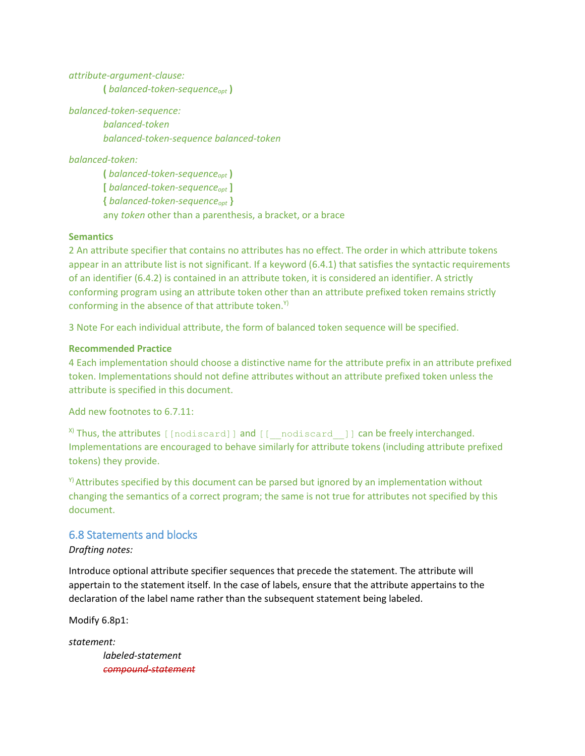*attribute-argument-clause:*
  **(** *balanced-token-sequence$_{opt}$* **)**

*balanced-token-sequence:*
  *balanced-token*
  *balanced-token-sequence balanced-token*

*balanced-token:*
  **(** *balanced-token-sequence$_{opt}$* **)**
  **[** *balanced-token-sequence$_{opt}$* **]**
  **{** *balanced-token-sequence$_{opt}$* **}**
  any *token* other than a parenthesis, a bracket, or a brace

**Semantics**

2 An attribute specifier that contains no attributes has no effect. The order in which attribute tokens appear in an attribute list is not significant. If a keyword (6.4.1) that satisfies the syntactic requirements of an identifier (6.4.2) is contained in an attribute token, it is considered an identifier. A strictly conforming program using an attribute token other than an attribute prefixed token remains strictly conforming in the absence of that attribute token.[Y)]

3 Note For each individual attribute, the form of balanced token sequence will be specified.

**Recommended Practice**

4 Each implementation should choose a distinctive name for the attribute prefix in an attribute prefixed token. Implementations should not define attributes without an attribute prefixed token unless the attribute is specified in this document.

Add new footnotes to 6.7.11:

[X)] Thus, the attributes `[[nodiscard]]` and `[[__nodiscard__]]` can be freely interchanged. Implementations are encouraged to behave similarly for attribute tokens (including attribute prefixed tokens) they provide.

[Y)] Attributes specified by this document can be parsed but ignored by an implementation without changing the semantics of a correct program; the same is not true for attributes not specified by this document.

## 6.8 Statements and blocks

*Drafting notes:*

Introduce optional attribute specifier sequences that precede the statement. The attribute will appertain to the statement itself. In the case of labels, ensure that the attribute appertains to the declaration of the label name rather than the subsequent statement being labeled.

Modify 6.8p1:

*statement:*
  *labeled-statement*
  ~~*compound-statement*~~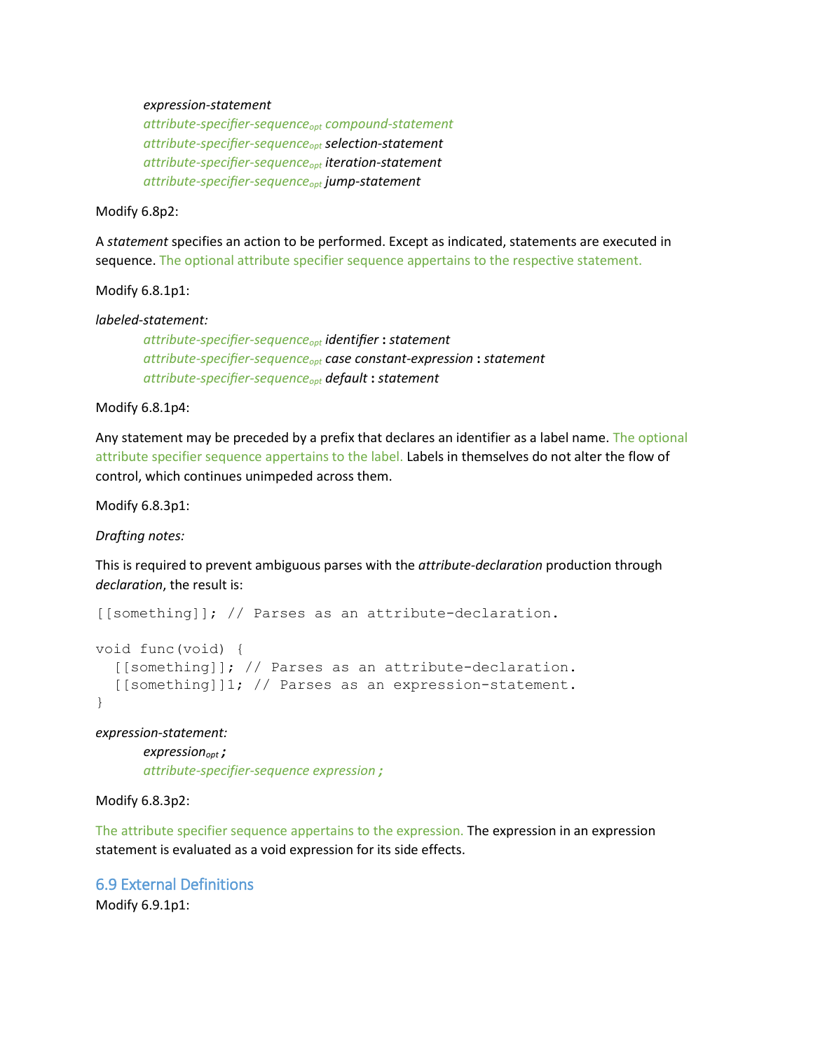*expression-statement*
*attribute-specifier-sequence*$_{opt}$ *compound-statement*
*attribute-specifier-sequence*$_{opt}$ *selection-statement*
*attribute-specifier-sequence*$_{opt}$ *iteration-statement*
*attribute-specifier-sequence*$_{opt}$ *jump-statement*

Modify 6.8p2:

A *statement* specifies an action to be performed. Except as indicated, statements are executed in sequence. The optional attribute specifier sequence appertains to the respective statement.

Modify 6.8.1p1:

*labeled-statement:*
*attribute-specifier-sequence*$_{opt}$ *identifier* **:** *statement*
*attribute-specifier-sequence*$_{opt}$ *case constant-expression* **:** *statement*
*attribute-specifier-sequence*$_{opt}$ *default* **:** *statement*

Modify 6.8.1p4:

Any statement may be preceded by a prefix that declares an identifier as a label name. The optional attribute specifier sequence appertains to the label. Labels in themselves do not alter the flow of control, which continues unimpeded across them.

Modify 6.8.3p1:

*Drafting notes:*

This is required to prevent ambiguous parses with the *attribute-declaration* production through *declaration*, the result is:

```
[[something]]; // Parses as an attribute-declaration.

void func(void) {
  [[something]]; // Parses as an attribute-declaration.
  [[something]]1; // Parses as an expression-statement.
}
```

*expression-statement:*
*expression*$_{opt}$ **;**
*attribute-specifier-sequence expression* **;**

Modify 6.8.3p2:

The attribute specifier sequence appertains to the expression. The expression in an expression statement is evaluated as a void expression for its side effects.

## 6.9 External Definitions

Modify 6.9.1p1: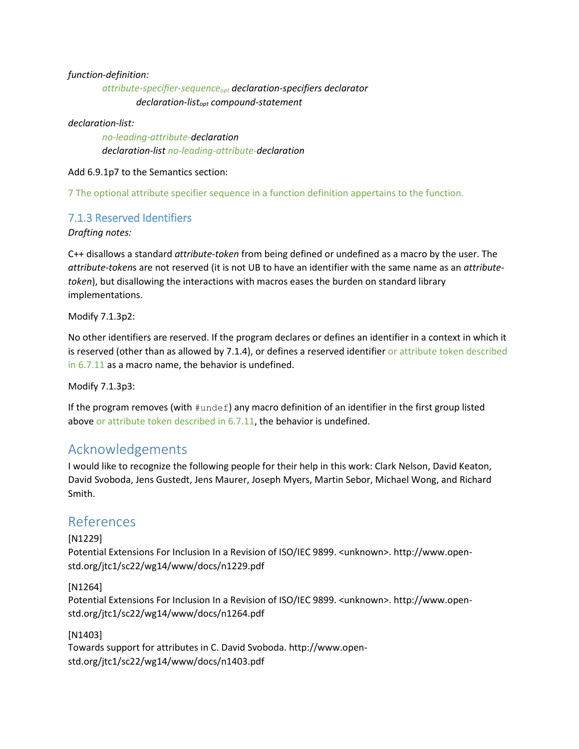*function-definition:*

*attribute-specifier-sequence$_{opt}$ declaration-specifiers declarator*
*declaration-list$_{opt}$ compound-statement*

*declaration-list:*

*no-leading-attribute-declaration*
*declaration-list no-leading-attribute-declaration*

Add 6.9.1p7 to the Semantics section:

7 The optional attribute specifier sequence in a function definition appertains to the function.

### 7.1.3 Reserved Identifiers

*Drafting notes:*

C++ disallows a standard *attribute-token* from being defined or undefined as a macro by the user. The *attribute-token*s are not reserved (it is not UB to have an identifier with the same name as an *attribute-token*), but disallowing the interactions with macros eases the burden on standard library implementations.

Modify 7.1.3p2:

No other identifiers are reserved. If the program declares or defines an identifier in a context in which it is reserved (other than as allowed by 7.1.4), or defines a reserved identifier or attribute token described in 6.7.11 as a macro name, the behavior is undefined.

Modify 7.1.3p3:

If the program removes (with `#undef`) any macro definition of an identifier in the first group listed above or attribute token described in 6.7.11, the behavior is undefined.

## Acknowledgements

I would like to recognize the following people for their help in this work: Clark Nelson, David Keaton, David Svoboda, Jens Gustedt, Jens Maurer, Joseph Myers, Martin Sebor, Michael Wong, and Richard Smith.

## References

[N1229]
Potential Extensions For Inclusion In a Revision of ISO/IEC 9899. <unknown>. http://www.open-std.org/jtc1/sc22/wg14/www/docs/n1229.pdf

[N1264]
Potential Extensions For Inclusion In a Revision of ISO/IEC 9899. <unknown>. http://www.open-std.org/jtc1/sc22/wg14/www/docs/n1264.pdf

[N1403]
Towards support for attributes in C. David Svoboda. http://www.open-std.org/jtc1/sc22/wg14/www/docs/n1403.pdf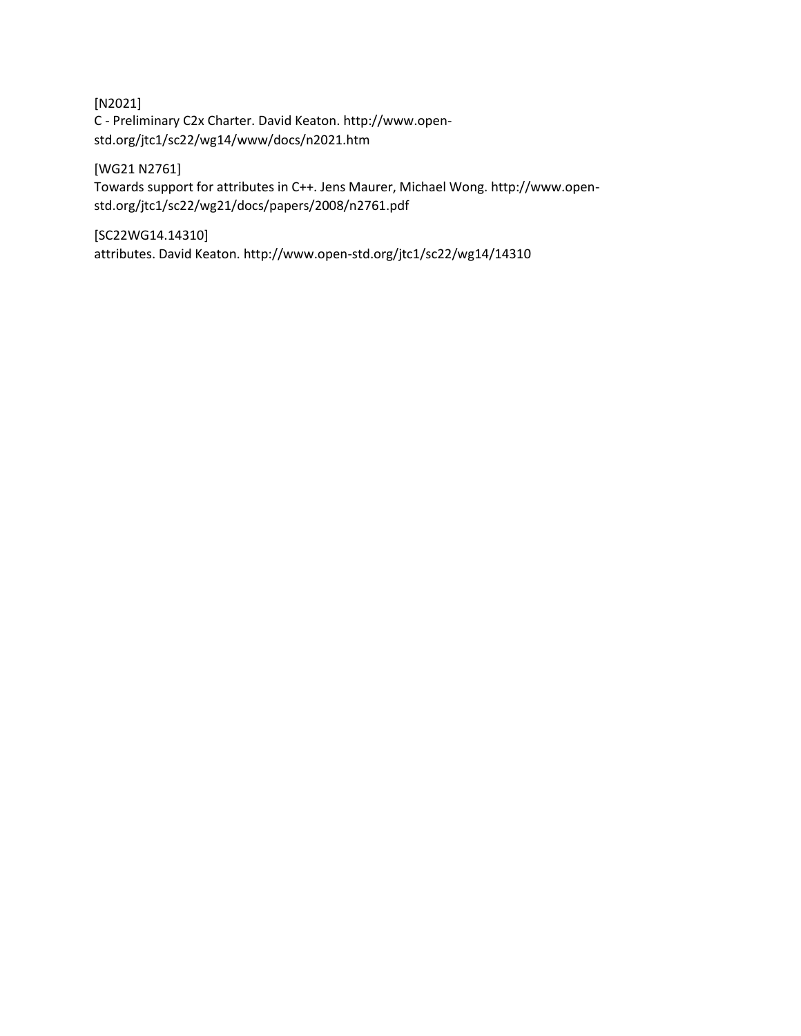[N2021]
C - Preliminary C2x Charter. David Keaton. http://www.open-std.org/jtc1/sc22/wg14/www/docs/n2021.htm

[WG21 N2761]
Towards support for attributes in C++. Jens Maurer, Michael Wong. http://www.open-std.org/jtc1/sc22/wg21/docs/papers/2008/n2761.pdf

[SC22WG14.14310]
attributes. David Keaton. http://www.open-std.org/jtc1/sc22/wg14/14310